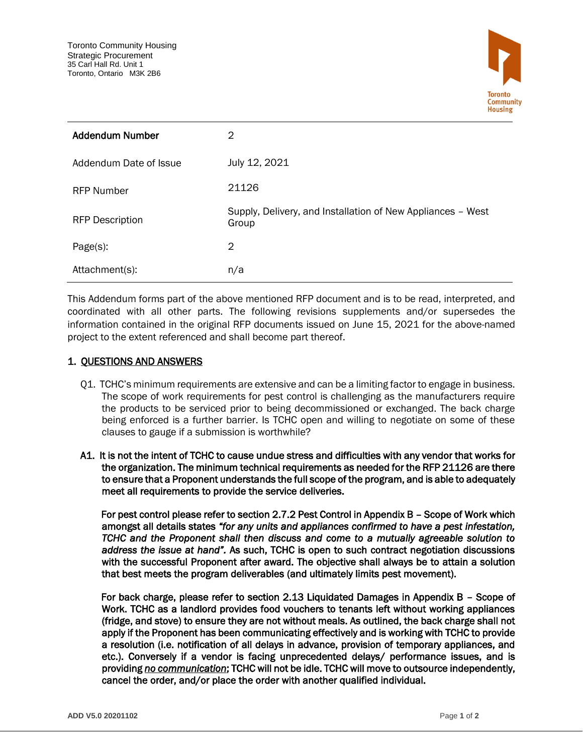Toronto Community Housing
Strategic Procurement
35 Carl Hall Rd. Unit 1
Toronto, Ontario M3K 2B6

| | |
|---|---|
| **Addendum Number** | 2 |
| Addendum Date of Issue | July 12, 2021 |
| RFP Number | 21126 |
| RFP Description | Supply, Delivery, and Installation of New Appliances – West Group |
| Page(s): | 2 |
| Attachment(s): | n/a |

This Addendum forms part of the above mentioned RFP document and is to be read, interpreted, and coordinated with all other parts. The following revisions supplements and/or supersedes the information contained in the original RFP documents issued on June 15, 2021 for the above-named project to the extent referenced and shall become part thereof.

## 1. QUESTIONS AND ANSWERS

Q1. TCHC's minimum requirements are extensive and can be a limiting factor to engage in business. The scope of work requirements for pest control is challenging as the manufacturers require the products to be serviced prior to being decommissioned or exchanged. The back charge being enforced is a further barrier. Is TCHC open and willing to negotiate on some of these clauses to gauge if a submission is worthwhile?

**A1. It is not the intent of TCHC to cause undue stress and difficulties with any vendor that works for the organization. The minimum technical requirements as needed for the RFP 21126 are there to ensure that a Proponent understands the full scope of the program, and is able to adequately meet all requirements to provide the service deliveries.**

**For pest control please refer to section 2.7.2 Pest Control in Appendix B – Scope of Work which amongst all details states *"for any units and appliances confirmed to have a pest infestation, TCHC and the Proponent shall then discuss and come to a mutually agreeable solution to address the issue at hand"*. As such, TCHC is open to such contract negotiation discussions with the successful Proponent after award. The objective shall always be to attain a solution that best meets the program deliverables (and ultimately limits pest movement).**

**For back charge, please refer to section 2.13 Liquidated Damages in Appendix B – Scope of Work. TCHC as a landlord provides food vouchers to tenants left without working appliances (fridge, and stove) to ensure they are not without meals. As outlined, the back charge shall not apply if the Proponent has been communicating effectively and is working with TCHC to provide a resolution (i.e. notification of all delays in advance, provision of temporary appliances, and etc.). Conversely if a vendor is facing unprecedented delays/ performance issues, and is providing *<u>no communication</u>*; TCHC will not be idle. TCHC will move to outsource independently, cancel the order, and/or place the order with another qualified individual.**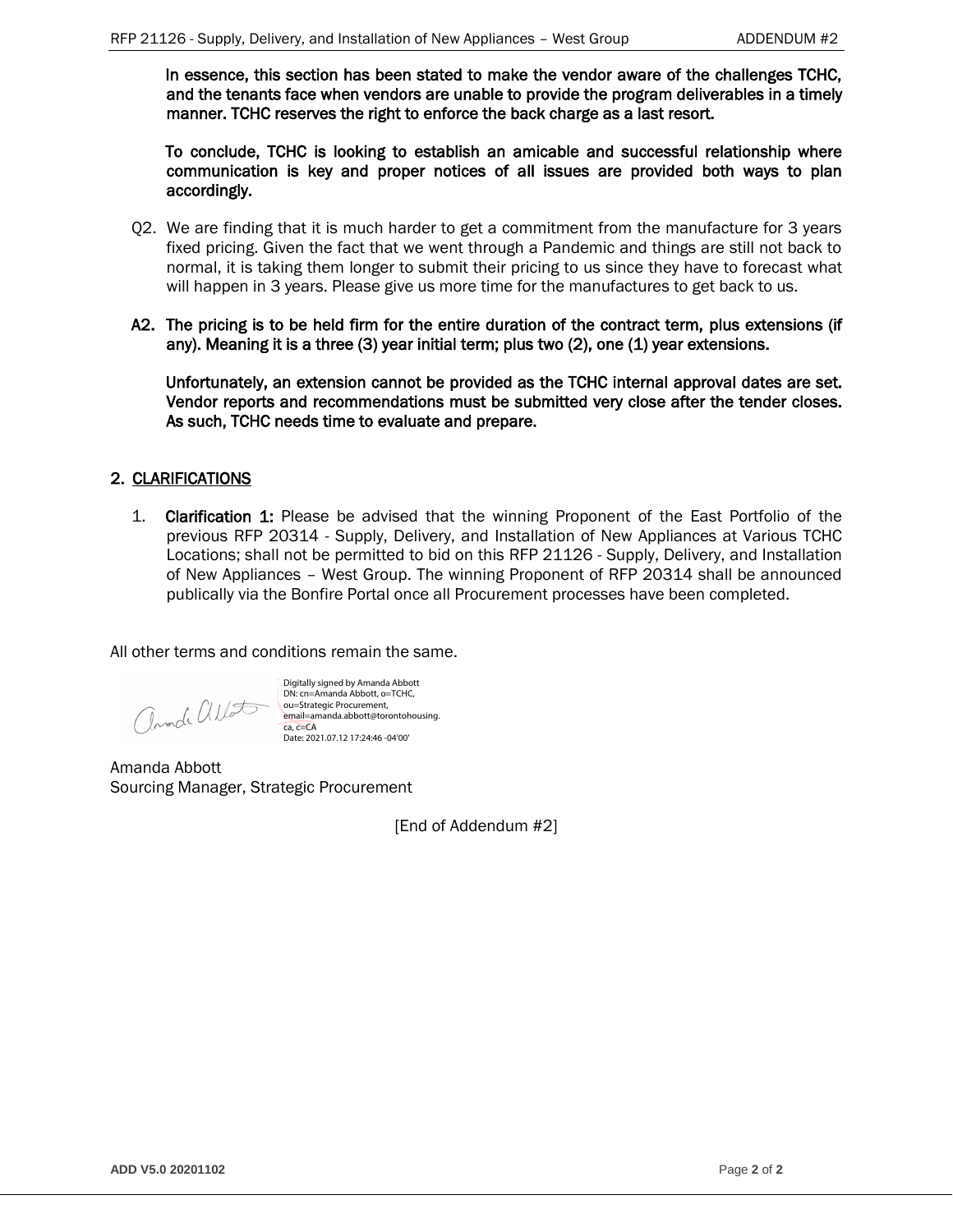**In essence, this section has been stated to make the vendor aware of the challenges TCHC, and the tenants face when vendors are unable to provide the program deliverables in a timely manner. TCHC reserves the right to enforce the back charge as a last resort.**

**To conclude, TCHC is looking to establish an amicable and successful relationship where communication is key and proper notices of all issues are provided both ways to plan accordingly.**

Q2. We are finding that it is much harder to get a commitment from the manufacture for 3 years fixed pricing. Given the fact that we went through a Pandemic and things are still not back to normal, it is taking them longer to submit their pricing to us since they have to forecast what will happen in 3 years. Please give us more time for the manufactures to get back to us.

**A2. The pricing is to be held firm for the entire duration of the contract term, plus extensions (if any). Meaning it is a three (3) year initial term; plus two (2), one (1) year extensions.**

**Unfortunately, an extension cannot be provided as the TCHC internal approval dates are set. Vendor reports and recommendations must be submitted very close after the tender closes. As such, TCHC needs time to evaluate and prepare.**

## 2. CLARIFICATIONS

1. **Clarification 1:** Please be advised that the winning Proponent of the East Portfolio of the previous RFP 20314 - Supply, Delivery, and Installation of New Appliances at Various TCHC Locations; shall not be permitted to bid on this RFP 21126 - Supply, Delivery, and Installation of New Appliances – West Group. The winning Proponent of RFP 20314 shall be announced publically via the Bonfire Portal once all Procurement processes have been completed.

All other terms and conditions remain the same.

Digitally signed by Amanda Abbott
DN: cn=Amanda Abbott, o=TCHC, ou=Strategic Procurement, email=amanda.abbott@torontohousing.ca, c=CA
Date: 2021.07.12 17:24:46 -04'00'

Amanda Abbott
Sourcing Manager, Strategic Procurement

[End of Addendum #2]

ADD V5.0 20201102